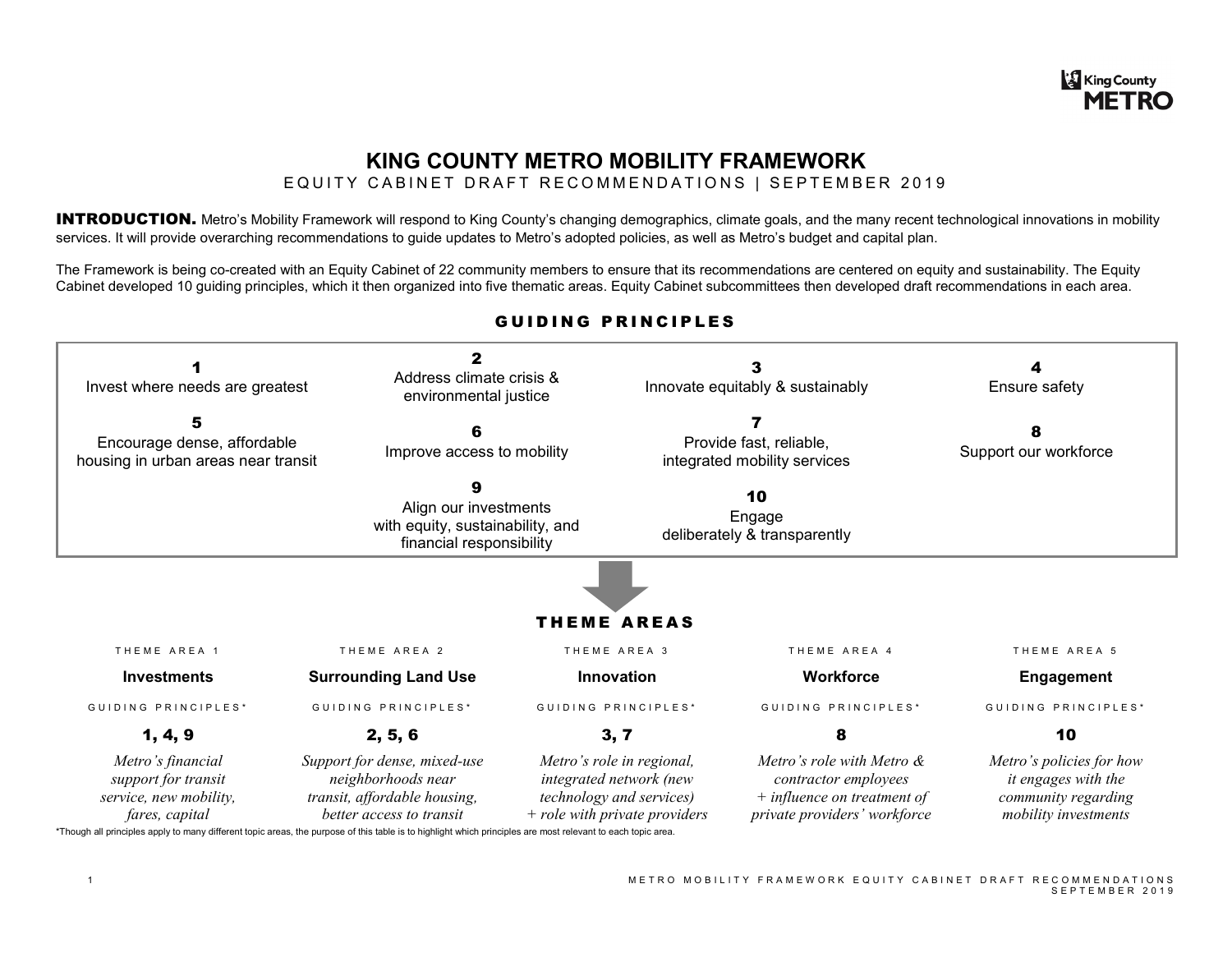# KING COUNTY METRO MOBILITY FRAMEWORK

EQUITY CABINET DRAFT RECOMMENDATIONS | SEPTEMBER 2019

**INTRODUCTION.** Metro's Mobility Framework will respond to King County's changing demographics, climate goals, and the many recent technological innovations in mobility services. It will provide overarching recommendations to guide updates to Metro's adopted policies, as well as Metro's budget and capital plan.

The Framework is being co-created with an Equity Cabinet of 22 community members to ensure that its recommendations are centered on equity and sustainability. The Equity Cabinet developed 10 guiding principles, which it then organized into five thematic areas. Equity Cabinet subcommittees then developed draft recommendations in each area.

## GUIDING PRINCIPLES

| | | | |
|---|---|---|---|
| **1** Invest where needs are greatest | **2** Address climate crisis & environmental justice | **3** Innovate equitably & sustainably | **4** Ensure safety |
| **5** Encourage dense, affordable housing in urban areas near transit | **6** Improve access to mobility | **7** Provide fast, reliable, integrated mobility services | **8** Support our workforce |
| | **9** Align our investments with equity, sustainability, and financial responsibility | **10** Engage deliberately & transparently | |

## THEME AREAS

| THEME AREA 1 | THEME AREA 2 | THEME AREA 3 | THEME AREA 4 | THEME AREA 5 |
|---|---|---|---|---|
| **Investments** | **Surrounding Land Use** | **Innovation** | **Workforce** | **Engagement** |
| GUIDING PRINCIPLES* | GUIDING PRINCIPLES* | GUIDING PRINCIPLES* | GUIDING PRINCIPLES* | GUIDING PRINCIPLES* |
| **1, 4, 9** | **2, 5, 6** | **3, 7** | **8** | **10** |
| *Metro's financial support for transit service, new mobility, fares, capital* | *Support for dense, mixed-use neighborhoods near transit, affordable housing, better access to transit* | *Metro's role in regional, integrated network (new technology and services) + role with private providers* | *Metro's role with Metro & contractor employees + influence on treatment of private providers' workforce* | *Metro's policies for how it engages with the community regarding mobility investments* |

*Though all principles apply to many different topic areas, the purpose of this table is to highlight which principles are most relevant to each topic area.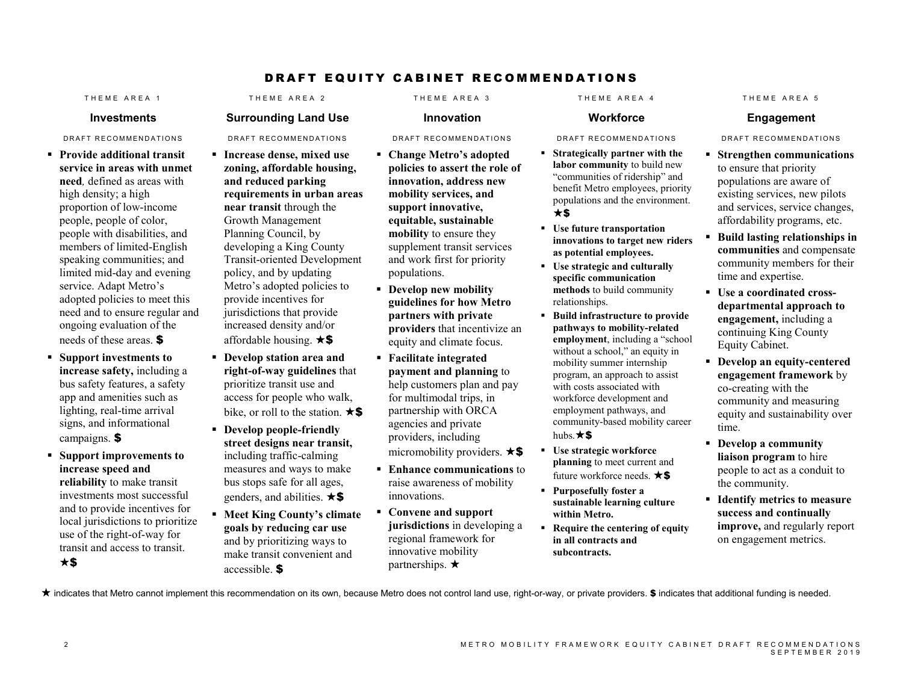# DRAFT EQUITY CABINET RECOMMENDATIONS

## THEME AREA 1

### Investments

DRAFT RECOMMENDATIONS

- **Provide additional transit service in areas with unmet need**, defined as areas with high density; a high proportion of low-income people, people of color, people with disabilities, and members of limited-English speaking communities; and limited mid-day and evening service. Adapt Metro's adopted policies to meet this need and to ensure regular and ongoing evaluation of the needs of these areas. **$**
- **Support investments to increase safety,** including a bus safety features, a safety app and amenities such as lighting, real-time arrival signs, and informational campaigns. **$**
- **Support improvements to increase speed and reliability** to make transit investments most successful and to provide incentives for local jurisdictions to prioritize use of the right-of-way for transit and access to transit. ★**$**

## THEME AREA 2

### Surrounding Land Use

DRAFT RECOMMENDATIONS

- **Increase dense, mixed use zoning, affordable housing, and reduced parking requirements in urban areas near transit** through the Growth Management Planning Council, by developing a King County Transit-oriented Development policy, and by updating Metro's adopted policies to provide incentives for jurisdictions that provide increased density and/or affordable housing. ★**$**
- **Develop station area and right-of-way guidelines** that prioritize transit use and access for people who walk, bike, or roll to the station. ★**$**
- **Develop people-friendly street designs near transit,** including traffic-calming measures and ways to make bus stops safe for all ages, genders, and abilities. ★**$**
- **Meet King County's climate goals by reducing car use** and by prioritizing ways to make transit convenient and accessible. **$**

## THEME AREA 3

### Innovation

DRAFT RECOMMENDATIONS

- **Change Metro's adopted policies to assert the role of innovation, address new mobility services, and support innovative, equitable, sustainable mobility** to ensure they supplement transit services and work first for priority populations.
- **Develop new mobility guidelines for how Metro partners with private providers** that incentivize an equity and climate focus.
- **Facilitate integrated payment and planning** to help customers plan and pay for multimodal trips, in partnership with ORCA agencies and private providers, including micromobility providers. ★**$**
- **Enhance communications** to raise awareness of mobility innovations.
- **Convene and support jurisdictions** in developing a regional framework for innovative mobility partnerships. ★

## THEME AREA 4

### Workforce

DRAFT RECOMMENDATIONS

- **Strategically partner with the labor community** to build new "communities of ridership" and benefit Metro employees, priority populations and the environment. ★**$**
- **Use future transportation innovations to target new riders as potential employees.**
- **Use strategic and culturally specific communication methods** to build community relationships.
- **Build infrastructure to provide pathways to mobility-related employment**, including a "school without a school," an equity in mobility summer internship program, an approach to assist with costs associated with workforce development and employment pathways, and community-based mobility career hubs.★**$**
- **Use strategic workforce planning** to meet current and future workforce needs. ★**$**
- **Purposefully foster a sustainable learning culture within Metro.**
- **Require the centering of equity in all contracts and subcontracts.**

## THEME AREA 5

### Engagement

DRAFT RECOMMENDATIONS

- **Strengthen communications** to ensure that priority populations are aware of existing services, new pilots and services, service changes, affordability programs, etc.
- **Build lasting relationships in communities** and compensate community members for their time and expertise.
- **Use a coordinated cross-departmental approach to engagement,** including a continuing King County Equity Cabinet.
- **Develop an equity-centered engagement framework** by co-creating with the community and measuring equity and sustainability over time.
- **Develop a community liaison program** to hire people to act as a conduit to the community.
- **Identify metrics to measure success and continually improve,** and regularly report on engagement metrics.

★ indicates that Metro cannot implement this recommendation on its own, because Metro does not control land use, right-or-way, or private providers. **$** indicates that additional funding is needed.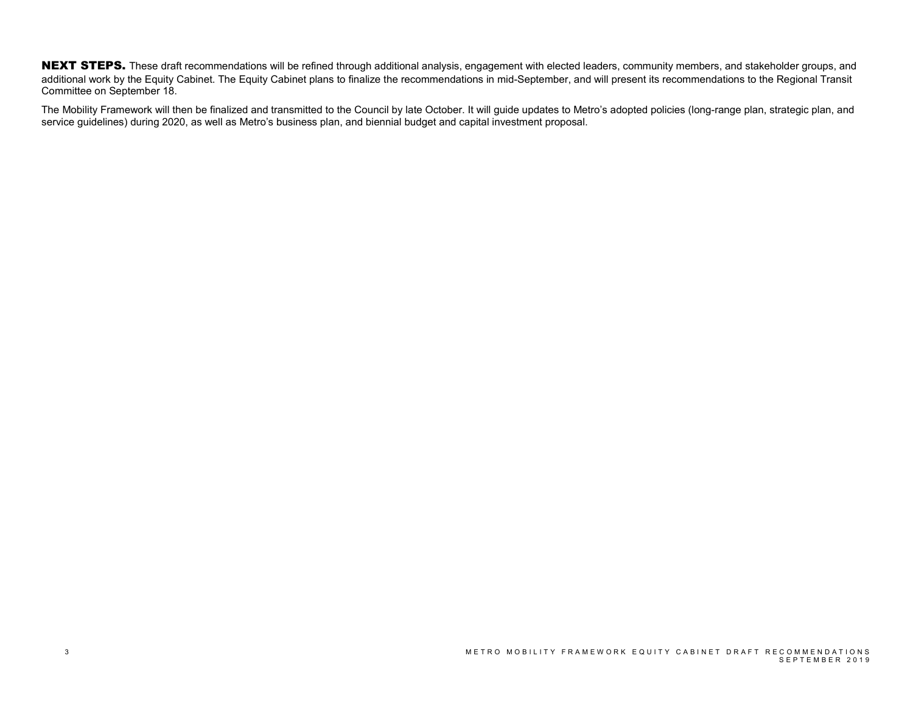**NEXT STEPS.** These draft recommendations will be refined through additional analysis, engagement with elected leaders, community members, and stakeholder groups, and additional work by the Equity Cabinet. The Equity Cabinet plans to finalize the recommendations in mid-September, and will present its recommendations to the Regional Transit Committee on September 18.

The Mobility Framework will then be finalized and transmitted to the Council by late October. It will guide updates to Metro's adopted policies (long-range plan, strategic plan, and service guidelines) during 2020, as well as Metro's business plan, and biennial budget and capital investment proposal.